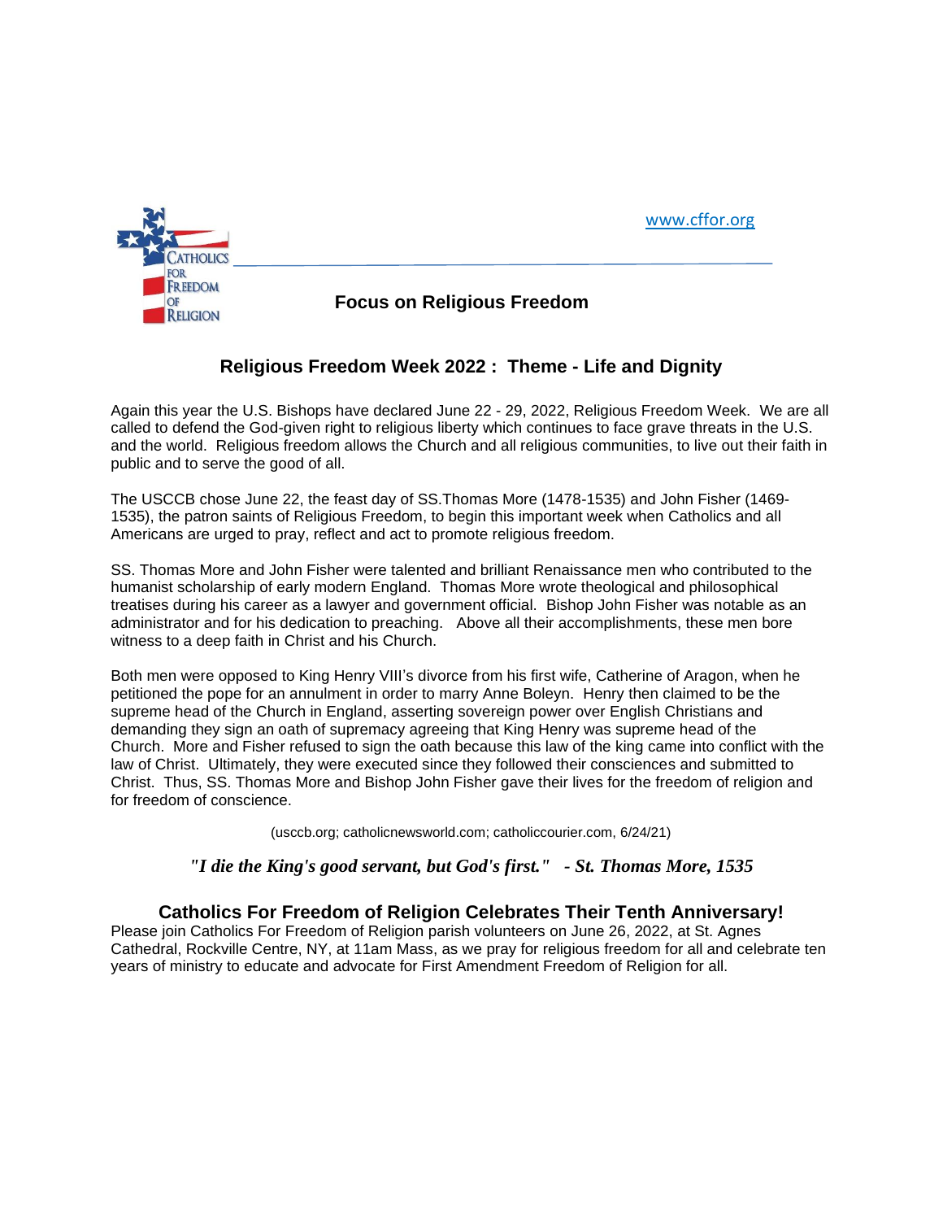CATHOLICS FOR FREEDOM OF RELIGION

www.cffor.org

**Focus on Religious Freedom**

## Religious Freedom Week 2022 : Theme - Life and Dignity

Again this year the U.S. Bishops have declared June 22 - 29, 2022, Religious Freedom Week. We are all called to defend the God-given right to religious liberty which continues to face grave threats in the U.S. and the world. Religious freedom allows the Church and all religious communities, to live out their faith in public and to serve the good of all.

The USCCB chose June 22, the feast day of SS.Thomas More (1478-1535) and John Fisher (1469-1535), the patron saints of Religious Freedom, to begin this important week when Catholics and all Americans are urged to pray, reflect and act to promote religious freedom.

SS. Thomas More and John Fisher were talented and brilliant Renaissance men who contributed to the humanist scholarship of early modern England. Thomas More wrote theological and philosophical treatises during his career as a lawyer and government official. Bishop John Fisher was notable as an administrator and for his dedication to preaching. Above all their accomplishments, these men bore witness to a deep faith in Christ and his Church.

Both men were opposed to King Henry VIII's divorce from his first wife, Catherine of Aragon, when he petitioned the pope for an annulment in order to marry Anne Boleyn. Henry then claimed to be the supreme head of the Church in England, asserting sovereign power over English Christians and demanding they sign an oath of supremacy agreeing that King Henry was supreme head of the Church. More and Fisher refused to sign the oath because this law of the king came into conflict with the law of Christ. Ultimately, they were executed since they followed their consciences and submitted to Christ. Thus, SS. Thomas More and Bishop John Fisher gave their lives for the freedom of religion and for freedom of conscience.

(usccb.org; catholicnewsworld.com; catholiccourier.com, 6/24/21)

***"I die the King's good servant, but God's first." - St. Thomas More, 1535***

## Catholics For Freedom of Religion Celebrates Their Tenth Anniversary!

Please join Catholics For Freedom of Religion parish volunteers on June 26, 2022, at St. Agnes Cathedral, Rockville Centre, NY, at 11am Mass, as we pray for religious freedom for all and celebrate ten years of ministry to educate and advocate for First Amendment Freedom of Religion for all.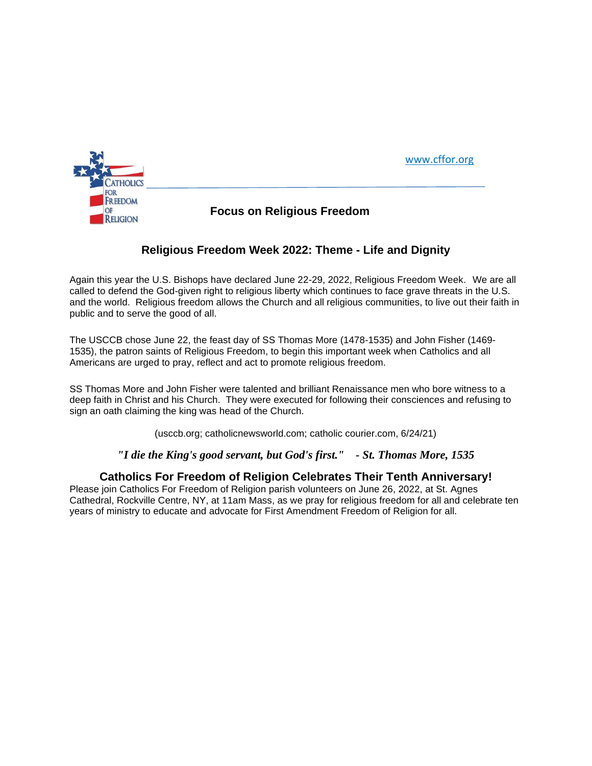Catholics for Freedom of Religion

www.cffor.org

## Focus on Religious Freedom

### Religious Freedom Week 2022: Theme - Life and Dignity

Again this year the U.S. Bishops have declared June 22-29, 2022, Religious Freedom Week. We are all called to defend the God-given right to religious liberty which continues to face grave threats in the U.S. and the world. Religious freedom allows the Church and all religious communities, to live out their faith in public and to serve the good of all.

The USCCB chose June 22, the feast day of SS Thomas More (1478-1535) and John Fisher (1469-1535), the patron saints of Religious Freedom, to begin this important week when Catholics and all Americans are urged to pray, reflect and act to promote religious freedom.

SS Thomas More and John Fisher were talented and brilliant Renaissance men who bore witness to a deep faith in Christ and his Church. They were executed for following their consciences and refusing to sign an oath claiming the king was head of the Church.

(usccb.org; catholicnewsworld.com; catholic courier.com, 6/24/21)

***"I die the King's good servant, but God's first." - St. Thomas More, 1535***

### Catholics For Freedom of Religion Celebrates Their Tenth Anniversary!

Please join Catholics For Freedom of Religion parish volunteers on June 26, 2022, at St. Agnes Cathedral, Rockville Centre, NY, at 11am Mass, as we pray for religious freedom for all and celebrate ten years of ministry to educate and advocate for First Amendment Freedom of Religion for all.